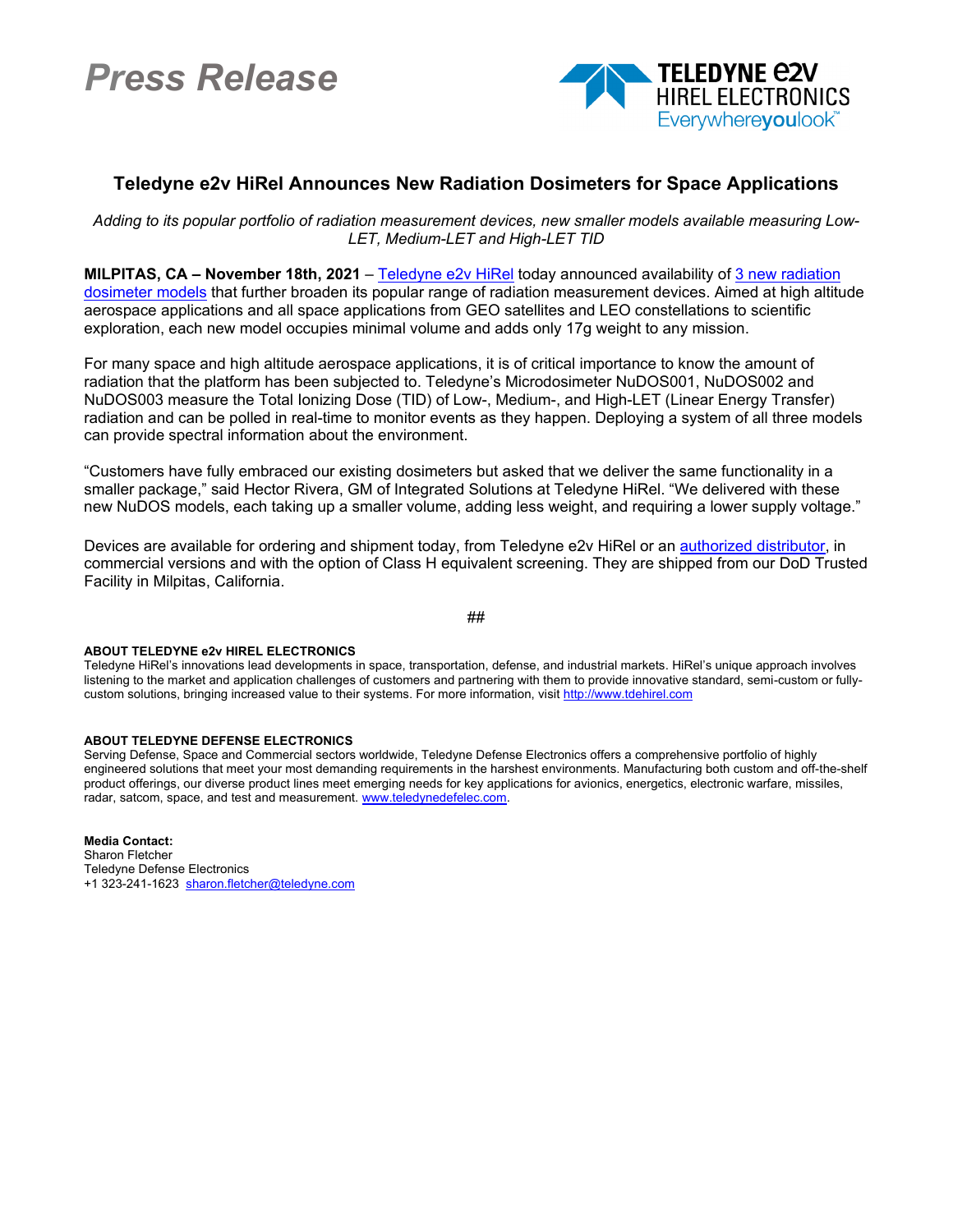# Press Release

TELEDYNE e2v
HIREL ELECTRONICS
Everywhereyoulook™

## Teledyne e2v HiRel Announces New Radiation Dosimeters for Space Applications

*Adding to its popular portfolio of radiation measurement devices, new smaller models available measuring Low-LET, Medium-LET and High-LET TID*

**MILPITAS, CA – November 18th, 2021** – Teledyne e2v HiRel today announced availability of 3 new radiation dosimeter models that further broaden its popular range of radiation measurement devices. Aimed at high altitude aerospace applications and all space applications from GEO satellites and LEO constellations to scientific exploration, each new model occupies minimal volume and adds only 17g weight to any mission.

For many space and high altitude aerospace applications, it is of critical importance to know the amount of radiation that the platform has been subjected to. Teledyne's Microdosimeter NuDOS001, NuDOS002 and NuDOS003 measure the Total Ionizing Dose (TID) of Low-, Medium-, and High-LET (Linear Energy Transfer) radiation and can be polled in real-time to monitor events as they happen. Deploying a system of all three models can provide spectral information about the environment.

"Customers have fully embraced our existing dosimeters but asked that we deliver the same functionality in a smaller package," said Hector Rivera, GM of Integrated Solutions at Teledyne HiRel. "We delivered with these new NuDOS models, each taking up a smaller volume, adding less weight, and requiring a lower supply voltage."

Devices are available for ordering and shipment today, from Teledyne e2v HiRel or an authorized distributor, in commercial versions and with the option of Class H equivalent screening. They are shipped from our DoD Trusted Facility in Milpitas, California.

##

**ABOUT TELEDYNE e2v HIREL ELECTRONICS**
Teledyne HiRel's innovations lead developments in space, transportation, defense, and industrial markets. HiRel's unique approach involves listening to the market and application challenges of customers and partnering with them to provide innovative standard, semi-custom or fully-custom solutions, bringing increased value to their systems. For more information, visit http://www.tdehirel.com

**ABOUT TELEDYNE DEFENSE ELECTRONICS**
Serving Defense, Space and Commercial sectors worldwide, Teledyne Defense Electronics offers a comprehensive portfolio of highly engineered solutions that meet your most demanding requirements in the harshest environments. Manufacturing both custom and off-the-shelf product offerings, our diverse product lines meet emerging needs for key applications for avionics, energetics, electronic warfare, missiles, radar, satcom, space, and test and measurement. www.teledynedefelec.com.

**Media Contact:**
Sharon Fletcher
Teledyne Defense Electronics
+1 323-241-1623 sharon.fletcher@teledyne.com